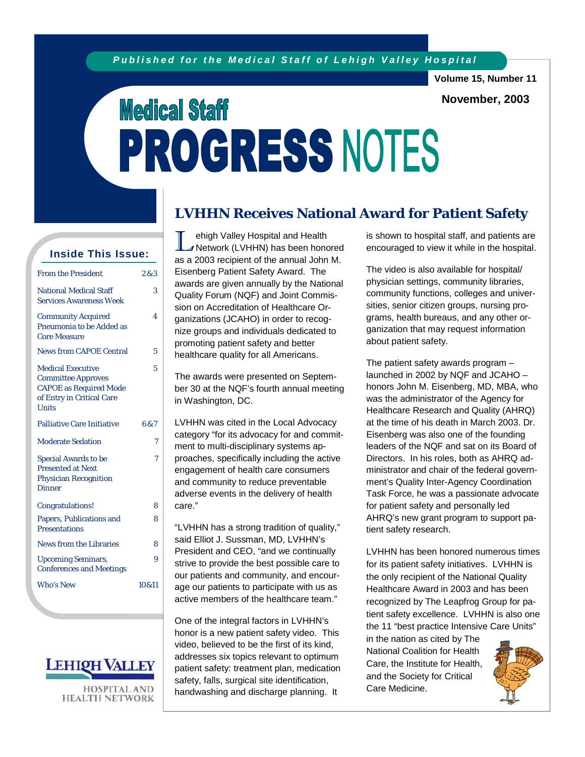*Published for the Medical Staff of Lehigh Valley Hospital*

Volume 15, Number 11

November, 2003

# Medical Staff PROGRESS NOTES

## Inside This Issue:

| | |
|---|---|
| From the President | 2&3 |
| National Medical Staff Services Awareness Week | 3 |
| Community Acquired Pneumonia to be Added as Core Measure | 4 |
| News from CAPOE Central | 5 |
| Medical Executive Committee Approves CAPOE as Required Mode of Entry in Critical Care Units | 5 |
| Palliative Care Initiative | 6&7 |
| Moderate Sedation | 7 |
| Special Awards to be Presented at Next Physician Recognition Dinner | 7 |
| Congratulations! | 8 |
| Papers, Publications and Presentations | 8 |
| News from the Libraries | 8 |
| Upcoming Seminars, Conferences and Meetings | 9 |
| Who's New | 10&11 |

LEHIGH VALLEY HOSPITAL AND HEALTH NETWORK

## LVHHN Receives National Award for Patient Safety

Lehigh Valley Hospital and Health Network (LVHHN) has been honored as a 2003 recipient of the annual John M. Eisenberg Patient Safety Award. The awards are given annually by the National Quality Forum (NQF) and Joint Commission on Accreditation of Healthcare Organizations (JCAHO) in order to recognize groups and individuals dedicated to promoting patient safety and better healthcare quality for all Americans.

The awards were presented on September 30 at the NQF's fourth annual meeting in Washington, DC.

LVHHN was cited in the Local Advocacy category "for its advocacy for and commitment to multi-disciplinary systems approaches, specifically including the active engagement of health care consumers and community to reduce preventable adverse events in the delivery of health care."

"LVHHN has a strong tradition of quality," said Elliot J. Sussman, MD, LVHHN's President and CEO, "and we continually strive to provide the best possible care to our patients and community, and encourage our patients to participate with us as active members of the healthcare team."

One of the integral factors in LVHHN's honor is a new patient safety video. This video, believed to be the first of its kind, addresses six topics relevant to optimum patient safety: treatment plan, medication safety, falls, surgical site identification, handwashing and discharge planning. It is shown to hospital staff, and patients are encouraged to view it while in the hospital.

The video is also available for hospital/physician settings, community libraries, community functions, colleges and universities, senior citizen groups, nursing programs, health bureaus, and any other organization that may request information about patient safety.

The patient safety awards program – launched in 2002 by NQF and JCAHO – honors John M. Eisenberg, MD, MBA, who was the administrator of the Agency for Healthcare Research and Quality (AHRQ) at the time of his death in March 2003. Dr. Eisenberg was also one of the founding leaders of the NQF and sat on its Board of Directors. In his roles, both as AHRQ administrator and chair of the federal government's Quality Inter-Agency Coordination Task Force, he was a passionate advocate for patient safety and personally led AHRQ's new grant program to support patient safety research.

LVHHN has been honored numerous times for its patient safety initiatives. LVHHN is the only recipient of the National Quality Healthcare Award in 2003 and has been recognized by The Leapfrog Group for patient safety excellence. LVHHN is also one the 11 "best practice Intensive Care Units" in the nation as cited by The National Coalition for Health Care, the Institute for Health, and the Society for Critical Care Medicine.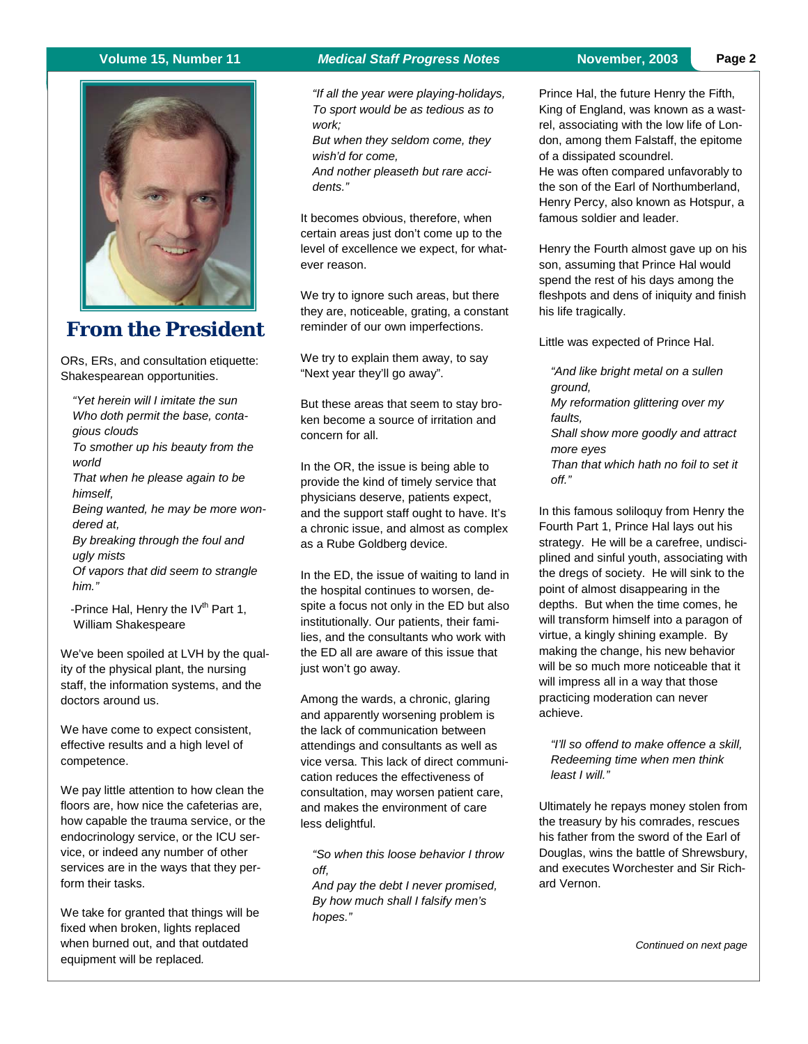## From the President

ORs, ERs, and consultation etiquette: Shakespearean opportunities.

> *"Yet herein will I imitate the sun*
> *Who doth permit the base, contagious clouds*
> *To smother up his beauty from the world*
> *That when he please again to be himself,*
> *Being wanted, he may be more wondered at,*
> *By breaking through the foul and ugly mists*
> *Of vapors that did seem to strangle him."*

-Prince Hal, Henry the IV[th] Part 1, William Shakespeare

We've been spoiled at LVH by the quality of the physical plant, the nursing staff, the information systems, and the doctors around us.

We have come to expect consistent, effective results and a high level of competence.

We pay little attention to how clean the floors are, how nice the cafeterias are, how capable the trauma service, or the endocrinology service, or the ICU service, or indeed any number of other services are in the ways that they perform their tasks.

We take for granted that things will be fixed when broken, lights replaced when burned out, and that outdated equipment will be replaced.

> *"If all the year were playing-holidays,*
> *To sport would be as tedious as to work;*
> *But when they seldom come, they wish'd for come,*
> *And nother pleaseth but rare accidents."*

It becomes obvious, therefore, when certain areas just don't come up to the level of excellence we expect, for whatever reason.

We try to ignore such areas, but there they are, noticeable, grating, a constant reminder of our own imperfections.

We try to explain them away, to say "Next year they'll go away".

But these areas that seem to stay broken become a source of irritation and concern for all.

In the OR, the issue is being able to provide the kind of timely service that physicians deserve, patients expect, and the support staff ought to have. It's a chronic issue, and almost as complex as a Rube Goldberg device.

In the ED, the issue of waiting to land in the hospital continues to worsen, despite a focus not only in the ED but also institutionally. Our patients, their families, and the consultants who work with the ED all are aware of this issue that just won't go away.

Among the wards, a chronic, glaring and apparently worsening problem is the lack of communication between attendings and consultants as well as vice versa. This lack of direct communication reduces the effectiveness of consultation, may worsen patient care, and makes the environment of care less delightful.

> *"So when this loose behavior I throw off,*
> *And pay the debt I never promised,*
> *By how much shall I falsify men's hopes."*

Prince Hal, the future Henry the Fifth, King of England, was known as a wastrel, associating with the low life of London, among them Falstaff, the epitome of a dissipated scoundrel.
He was often compared unfavorably to the son of the Earl of Northumberland, Henry Percy, also known as Hotspur, a famous soldier and leader.

Henry the Fourth almost gave up on his son, assuming that Prince Hal would spend the rest of his days among the fleshpots and dens of iniquity and finish his life tragically.

Little was expected of Prince Hal.

> *"And like bright metal on a sullen ground,*
> *My reformation glittering over my faults,*
> *Shall show more goodly and attract more eyes*
> *Than that which hath no foil to set it off."*

In this famous soliloquy from Henry the Fourth Part 1, Prince Hal lays out his strategy. He will be a carefree, undisciplined and sinful youth, associating with the dregs of society. He will sink to the point of almost disappearing in the depths. But when the time comes, he will transform himself into a paragon of virtue, a kingly shining example. By making the change, his new behavior will be so much more noticeable that it will impress all in a way that those practicing moderation can never achieve.

> *"I'll so offend to make offence a skill,*
> *Redeeming time when men think least I will."*

Ultimately he repays money stolen from the treasury by his comrades, rescues his father from the sword of the Earl of Douglas, wins the battle of Shrewsbury, and executes Worchester and Sir Richard Vernon.

*Continued on next page*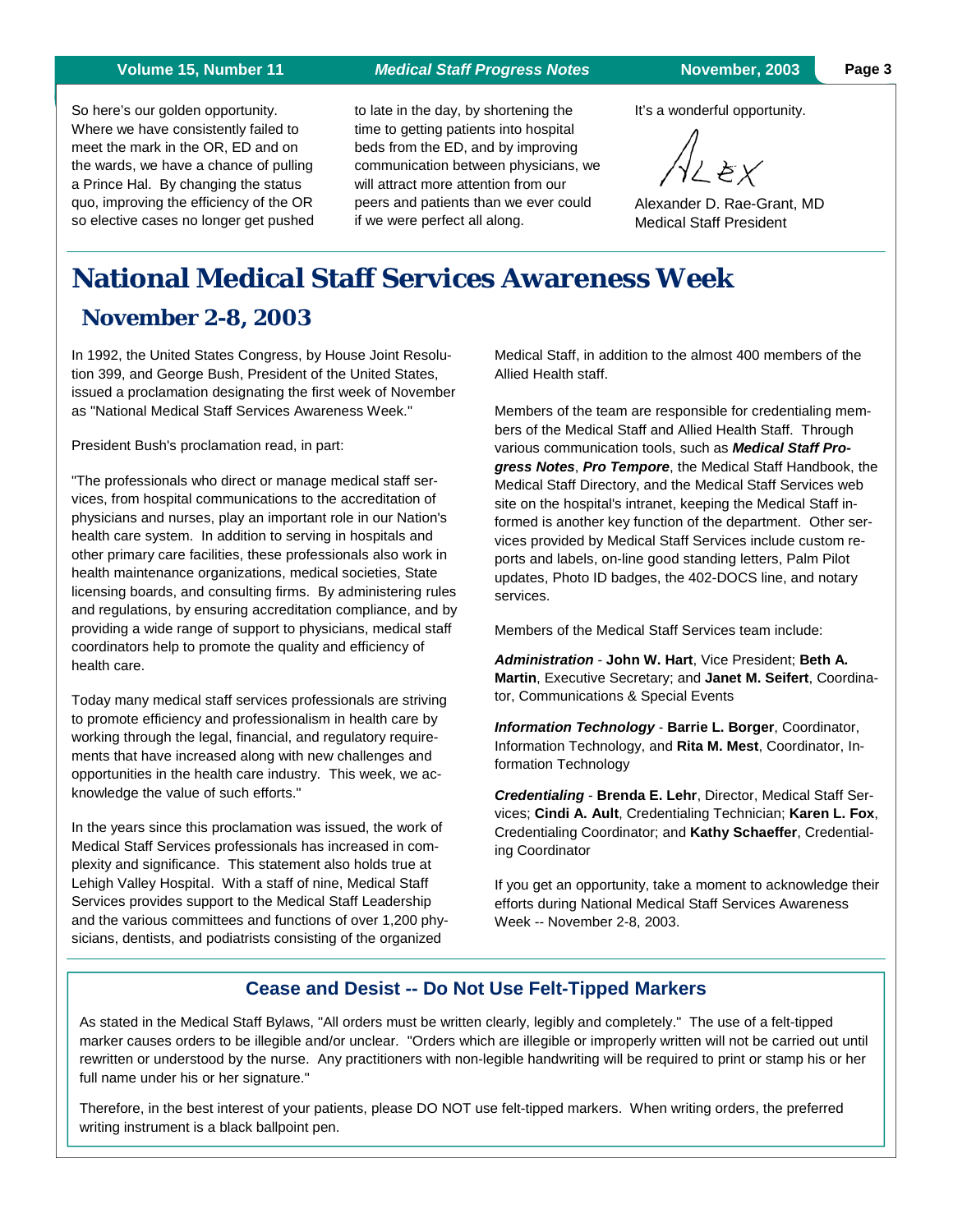So here's our golden opportunity. Where we have consistently failed to meet the mark in the OR, ED and on the wards, we have a chance of pulling a Prince Hal. By changing the status quo, improving the efficiency of the OR so elective cases no longer get pushed to late in the day, by shortening the time to getting patients into hospital beds from the ED, and by improving communication between physicians, we will attract more attention from our peers and patients than we ever could if we were perfect all along.

It's a wonderful opportunity.

Alex

Alexander D. Rae-Grant, MD
Medical Staff President

# National Medical Staff Services Awareness Week

## November 2-8, 2003

In 1992, the United States Congress, by House Joint Resolution 399, and George Bush, President of the United States, issued a proclamation designating the first week of November as "National Medical Staff Services Awareness Week."

President Bush's proclamation read, in part:

"The professionals who direct or manage medical staff services, from hospital communications to the accreditation of physicians and nurses, play an important role in our Nation's health care system. In addition to serving in hospitals and other primary care facilities, these professionals also work in health maintenance organizations, medical societies, State licensing boards, and consulting firms. By administering rules and regulations, by ensuring accreditation compliance, and by providing a wide range of support to physicians, medical staff coordinators help to promote the quality and efficiency of health care.

Today many medical staff services professionals are striving to promote efficiency and professionalism in health care by working through the legal, financial, and regulatory requirements that have increased along with new challenges and opportunities in the health care industry. This week, we acknowledge the value of such efforts."

In the years since this proclamation was issued, the work of Medical Staff Services professionals has increased in complexity and significance. This statement also holds true at Lehigh Valley Hospital. With a staff of nine, Medical Staff Services provides support to the Medical Staff Leadership and the various committees and functions of over 1,200 physicians, dentists, and podiatrists consisting of the organized Medical Staff, in addition to the almost 400 members of the Allied Health staff.

Members of the team are responsible for credentialing members of the Medical Staff and Allied Health Staff. Through various communication tools, such as ***Medical Staff Progress Notes***, ***Pro Tempore***, the Medical Staff Handbook, the Medical Staff Directory, and the Medical Staff Services web site on the hospital's intranet, keeping the Medical Staff informed is another key function of the department. Other services provided by Medical Staff Services include custom reports and labels, on-line good standing letters, Palm Pilot updates, Photo ID badges, the 402-DOCS line, and notary services.

Members of the Medical Staff Services team include:

***Administration*** - **John W. Hart**, Vice President; **Beth A. Martin**, Executive Secretary; and **Janet M. Seifert**, Coordinator, Communications & Special Events

***Information Technology*** - **Barrie L. Borger**, Coordinator, Information Technology, and **Rita M. Mest**, Coordinator, Information Technology

***Credentialing*** - **Brenda E. Lehr**, Director, Medical Staff Services; **Cindi A. Ault**, Credentialing Technician; **Karen L. Fox**, Credentialing Coordinator; and **Kathy Schaeffer**, Credentialing Coordinator

If you get an opportunity, take a moment to acknowledge their efforts during National Medical Staff Services Awareness Week -- November 2-8, 2003.

## Cease and Desist -- Do Not Use Felt-Tipped Markers

As stated in the Medical Staff Bylaws, "All orders must be written clearly, legibly and completely." The use of a felt-tipped marker causes orders to be illegible and/or unclear. "Orders which are illegible or improperly written will not be carried out until rewritten or understood by the nurse. Any practitioners with non-legible handwriting will be required to print or stamp his or her full name under his or her signature."

Therefore, in the best interest of your patients, please DO NOT use felt-tipped markers. When writing orders, the preferred writing instrument is a black ballpoint pen.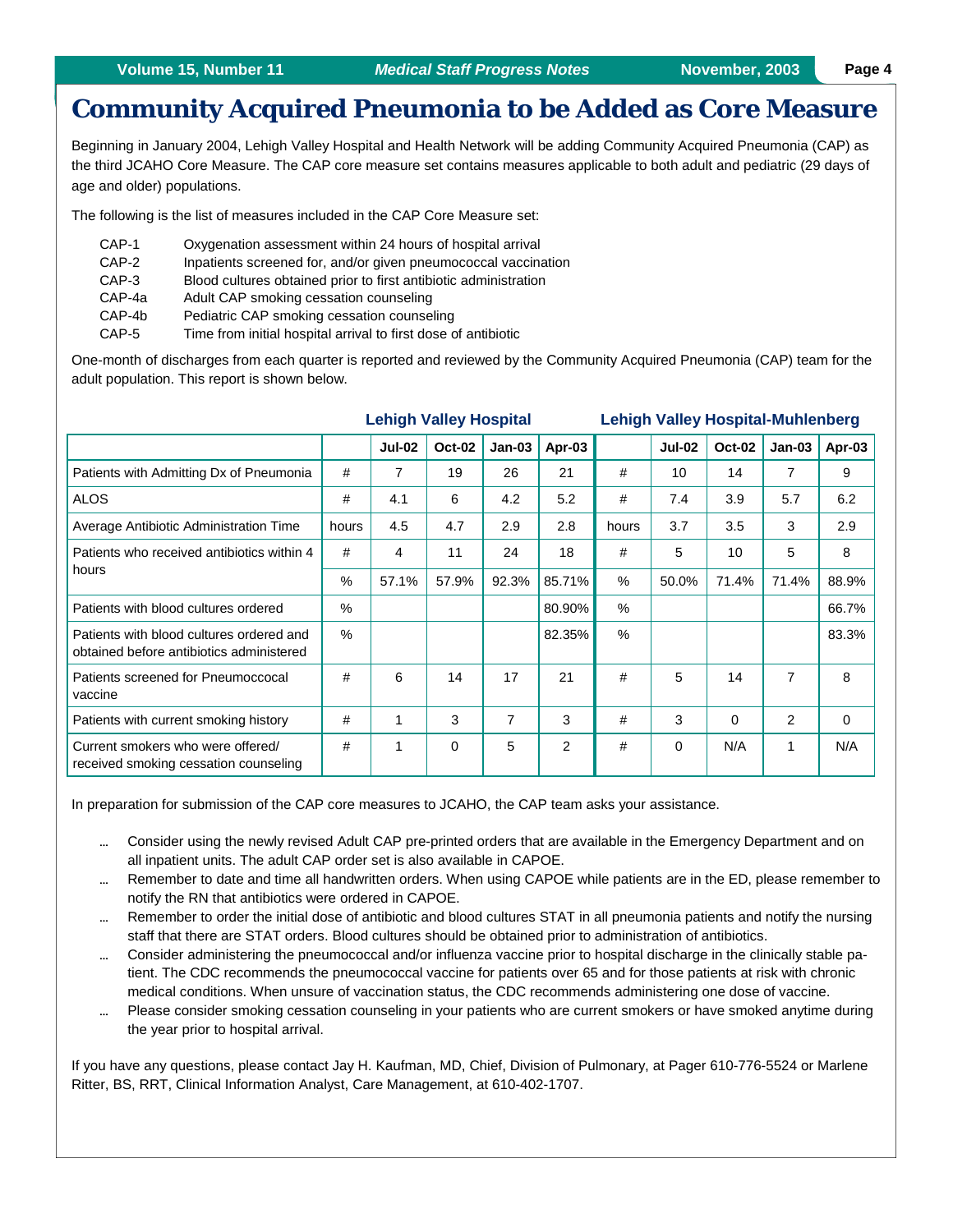# Community Acquired Pneumonia to be Added as Core Measure

Beginning in January 2004, Lehigh Valley Hospital and Health Network will be adding Community Acquired Pneumonia (CAP) as the third JCAHO Core Measure. The CAP core measure set contains measures applicable to both adult and pediatric (29 days of age and older) populations.

The following is the list of measures included in the CAP Core Measure set:

| | |
|---|---|
| CAP-1 | Oxygenation assessment within 24 hours of hospital arrival |
| CAP-2 | Inpatients screened for, and/or given pneumococcal vaccination |
| CAP-3 | Blood cultures obtained prior to first antibiotic administration |
| CAP-4a | Adult CAP smoking cessation counseling |
| CAP-4b | Pediatric CAP smoking cessation counseling |
| CAP-5 | Time from initial hospital arrival to first dose of antibiotic |

One-month of discharges from each quarter is reported and reviewed by the Community Acquired Pneumonia (CAP) team for the adult population. This report is shown below.

| | Lehigh Valley Hospital | | | | | Lehigh Valley Hospital-Muhlenberg | | | | |
|---|---|---|---|---|---|---|---|---|---|---|
| | | Jul-02 | Oct-02 | Jan-03 | Apr-03 | | Jul-02 | Oct-02 | Jan-03 | Apr-03 |
| Patients with Admitting Dx of Pneumonia | # | 7 | 19 | 26 | 21 | # | 10 | 14 | 7 | 9 |
| ALOS | # | 4.1 | 6 | 4.2 | 5.2 | # | 7.4 | 3.9 | 5.7 | 6.2 |
| Average Antibiotic Administration Time | hours | 4.5 | 4.7 | 2.9 | 2.8 | hours | 3.7 | 3.5 | 3 | 2.9 |
| Patients who received antibiotics within 4 hours | # | 4 | 11 | 24 | 18 | # | 5 | 10 | 5 | 8 |
| | % | 57.1% | 57.9% | 92.3% | 85.71% | % | 50.0% | 71.4% | 71.4% | 88.9% |
| Patients with blood cultures ordered | % | | | | 80.90% | % | | | | 66.7% |
| Patients with blood cultures ordered and obtained before antibiotics administered | % | | | | 82.35% | % | | | | 83.3% |
| Patients screened for Pneumococcal vaccine | # | 6 | 14 | 17 | 21 | # | 5 | 14 | 7 | 8 |
| Patients with current smoking history | # | 1 | 3 | 7 | 3 | # | 3 | 0 | 2 | 0 |
| Current smokers who were offered/ received smoking cessation counseling | # | 1 | 0 | 5 | 2 | # | 0 | N/A | 1 | N/A |

In preparation for submission of the CAP core measures to JCAHO, the CAP team asks your assistance.

- Consider using the newly revised Adult CAP pre-printed orders that are available in the Emergency Department and on all inpatient units. The adult CAP order set is also available in CAPOE.
- Remember to date and time all handwritten orders. When using CAPOE while patients are in the ED, please remember to notify the RN that antibiotics were ordered in CAPOE.
- Remember to order the initial dose of antibiotic and blood cultures STAT in all pneumonia patients and notify the nursing staff that there are STAT orders. Blood cultures should be obtained prior to administration of antibiotics.
- Consider administering the pneumococcal and/or influenza vaccine prior to hospital discharge in the clinically stable patient. The CDC recommends the pneumococcal vaccine for patients over 65 and for those patients at risk with chronic medical conditions. When unsure of vaccination status, the CDC recommends administering one dose of vaccine.
- Please consider smoking cessation counseling in your patients who are current smokers or have smoked anytime during the year prior to hospital arrival.

If you have any questions, please contact Jay H. Kaufman, MD, Chief, Division of Pulmonary, at Pager 610-776-5524 or Marlene Ritter, BS, RRT, Clinical Information Analyst, Care Management, at 610-402-1707.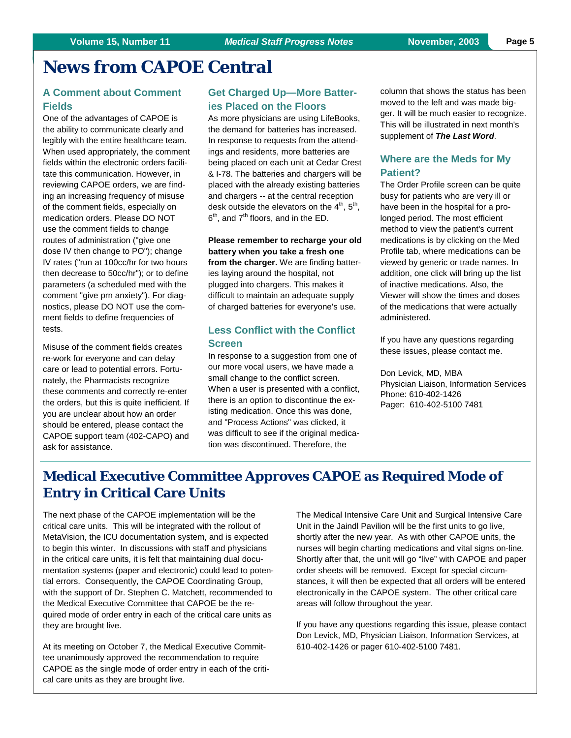# News from CAPOE Central

### A Comment about Comment Fields

One of the advantages of CAPOE is the ability to communicate clearly and legibly with the entire healthcare team. When used appropriately, the comment fields within the electronic orders facilitate this communication. However, in reviewing CAPOE orders, we are finding an increasing frequency of misuse of the comment fields, especially on medication orders. Please DO NOT use the comment fields to change routes of administration ("give one dose IV then change to PO"); change IV rates ("run at 100cc/hr for two hours then decrease to 50cc/hr"); or to define parameters (a scheduled med with the comment "give prn anxiety"). For diagnostics, please DO NOT use the comment fields to define frequencies of tests.

Misuse of the comment fields creates re-work for everyone and can delay care or lead to potential errors. Fortunately, the Pharmacists recognize these comments and correctly re-enter the orders, but this is quite inefficient. If you are unclear about how an order should be entered, please contact the CAPOE support team (402-CAPO) and ask for assistance.

### Get Charged Up—More Batteries Placed on the Floors

As more physicians are using LifeBooks, the demand for batteries has increased. In response to requests from the attendings and residents, more batteries are being placed on each unit at Cedar Crest & I-78. The batteries and chargers will be placed with the already existing batteries and chargers -- at the central reception desk outside the elevators on the 4th, 5th, 6th, and 7th floors, and in the ED.

**Please remember to recharge your old battery when you take a fresh one from the charger.** We are finding batteries laying around the hospital, not plugged into chargers. This makes it difficult to maintain an adequate supply of charged batteries for everyone's use.

### Less Conflict with the Conflict Screen

In response to a suggestion from one of our more vocal users, we have made a small change to the conflict screen. When a user is presented with a conflict, there is an option to discontinue the existing medication. Once this was done, and "Process Actions" was clicked, it was difficult to see if the original medication was discontinued. Therefore, the column that shows the status has been moved to the left and was made bigger. It will be much easier to recognize. This will be illustrated in next month's supplement of ***The Last Word***.

### Where are the Meds for My Patient?

The Order Profile screen can be quite busy for patients who are very ill or have been in the hospital for a prolonged period. The most efficient method to view the patient's current medications is by clicking on the Med Profile tab, where medications can be viewed by generic or trade names. In addition, one click will bring up the list of inactive medications. Also, the Viewer will show the times and doses of the medications that were actually administered.

If you have any questions regarding these issues, please contact me.

Don Levick, MD, MBA
Physician Liaison, Information Services
Phone: 610-402-1426
Pager: 610-402-5100 7481

# Medical Executive Committee Approves CAPOE as Required Mode of Entry in Critical Care Units

The next phase of the CAPOE implementation will be the critical care units. This will be integrated with the rollout of MetaVision, the ICU documentation system, and is expected to begin this winter. In discussions with staff and physicians in the critical care units, it is felt that maintaining dual documentation systems (paper and electronic) could lead to potential errors. Consequently, the CAPOE Coordinating Group, with the support of Dr. Stephen C. Matchett, recommended to the Medical Executive Committee that CAPOE be the required mode of order entry in each of the critical care units as they are brought live.

At its meeting on October 7, the Medical Executive Committee unanimously approved the recommendation to require CAPOE as the single mode of order entry in each of the critical care units as they are brought live.

The Medical Intensive Care Unit and Surgical Intensive Care Unit in the Jaindl Pavilion will be the first units to go live, shortly after the new year. As with other CAPOE units, the nurses will begin charting medications and vital signs on-line. Shortly after that, the unit will go "live" with CAPOE and paper order sheets will be removed. Except for special circumstances, it will then be expected that all orders will be entered electronically in the CAPOE system. The other critical care areas will follow throughout the year.

If you have any questions regarding this issue, please contact Don Levick, MD, Physician Liaison, Information Services, at 610-402-1426 or pager 610-402-5100 7481.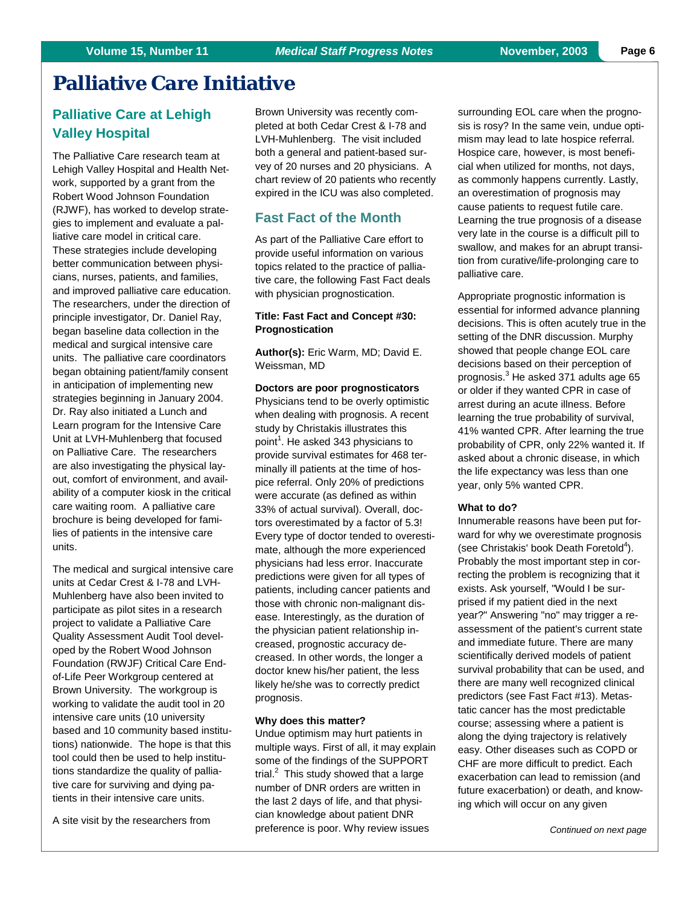# Palliative Care Initiative

## Palliative Care at Lehigh Valley Hospital

The Palliative Care research team at Lehigh Valley Hospital and Health Network, supported by a grant from the Robert Wood Johnson Foundation (RJWF), has worked to develop strategies to implement and evaluate a palliative care model in critical care. These strategies include developing better communication between physicians, nurses, patients, and families, and improved palliative care education. The researchers, under the direction of principle investigator, Dr. Daniel Ray, began baseline data collection in the medical and surgical intensive care units. The palliative care coordinators began obtaining patient/family consent in anticipation of implementing new strategies beginning in January 2004. Dr. Ray also initiated a Lunch and Learn program for the Intensive Care Unit at LVH-Muhlenberg that focused on Palliative Care. The researchers are also investigating the physical layout, comfort of environment, and availability of a computer kiosk in the critical care waiting room. A palliative care brochure is being developed for families of patients in the intensive care units.

The medical and surgical intensive care units at Cedar Crest & I-78 and LVH-Muhlenberg have also been invited to participate as pilot sites in a research project to validate a Palliative Care Quality Assessment Audit Tool developed by the Robert Wood Johnson Foundation (RWJF) Critical Care End-of-Life Peer Workgroup centered at Brown University. The workgroup is working to validate the audit tool in 20 intensive care units (10 university based and 10 community based institutions) nationwide. The hope is that this tool could then be used to help institutions standardize the quality of palliative care for surviving and dying patients in their intensive care units.

A site visit by the researchers from Brown University was recently completed at both Cedar Crest & I-78 and LVH-Muhlenberg. The visit included both a general and patient-based survey of 20 nurses and 20 physicians. A chart review of 20 patients who recently expired in the ICU was also completed.

## Fast Fact of the Month

As part of the Palliative Care effort to provide useful information on various topics related to the practice of palliative care, the following Fast Fact deals with physician prognostication.

**Title: Fast Fact and Concept #30: Prognostication**

**Author(s):** Eric Warm, MD; David E. Weissman, MD

**Doctors are poor prognosticators**

Physicians tend to be overly optimistic when dealing with prognosis. A recent study by Christakis illustrates this point[1]. He asked 343 physicians to provide survival estimates for 468 terminally ill patients at the time of hospice referral. Only 20% of predictions were accurate (as defined as within 33% of actual survival). Overall, doctors overestimated by a factor of 5.3! Every type of doctor tended to overestimate, although the more experienced physicians had less error. Inaccurate predictions were given for all types of patients, including cancer patients and those with chronic non-malignant disease. Interestingly, as the duration of the physician patient relationship increased, prognostic accuracy decreased. In other words, the longer a doctor knew his/her patient, the less likely he/she was to correctly predict prognosis.

**Why does this matter?**

Undue optimism may hurt patients in multiple ways. First of all, it may explain some of the findings of the SUPPORT trial.[2] This study showed that a large number of DNR orders are written in the last 2 days of life, and that physician knowledge about patient DNR preference is poor. Why review issues surrounding EOL care when the prognosis is rosy? In the same vein, undue optimism may lead to late hospice referral. Hospice care, however, is most beneficial when utilized for months, not days, as commonly happens currently. Lastly, an overestimation of prognosis may cause patients to request futile care. Learning the true prognosis of a disease very late in the course is a difficult pill to swallow, and makes for an abrupt transition from curative/life-prolonging care to palliative care.

Appropriate prognostic information is essential for informed advance planning decisions. This is often acutely true in the setting of the DNR discussion. Murphy showed that people change EOL care decisions based on their perception of prognosis.[3] He asked 371 adults age 65 or older if they wanted CPR in case of arrest during an acute illness. Before learning the true probability of survival, 41% wanted CPR. After learning the true probability of CPR, only 22% wanted it. If asked about a chronic disease, in which the life expectancy was less than one year, only 5% wanted CPR.

**What to do?**

Innumerable reasons have been put forward for why we overestimate prognosis (see Christakis' book Death Foretold[4]). Probably the most important step in correcting the problem is recognizing that it exists. Ask yourself, "Would I be surprised if my patient died in the next year?" Answering "no" may trigger a reassessment of the patient's current state and immediate future. There are many scientifically derived models of patient survival probability that can be used, and there are many well recognized clinical predictors (see Fast Fact #13). Metastatic cancer has the most predictable course; assessing where a patient is along the dying trajectory is relatively easy. Other diseases such as COPD or CHF are more difficult to predict. Each exacerbation can lead to remission (and future exacerbation) or death, and knowing which will occur on any given

*Continued on next page*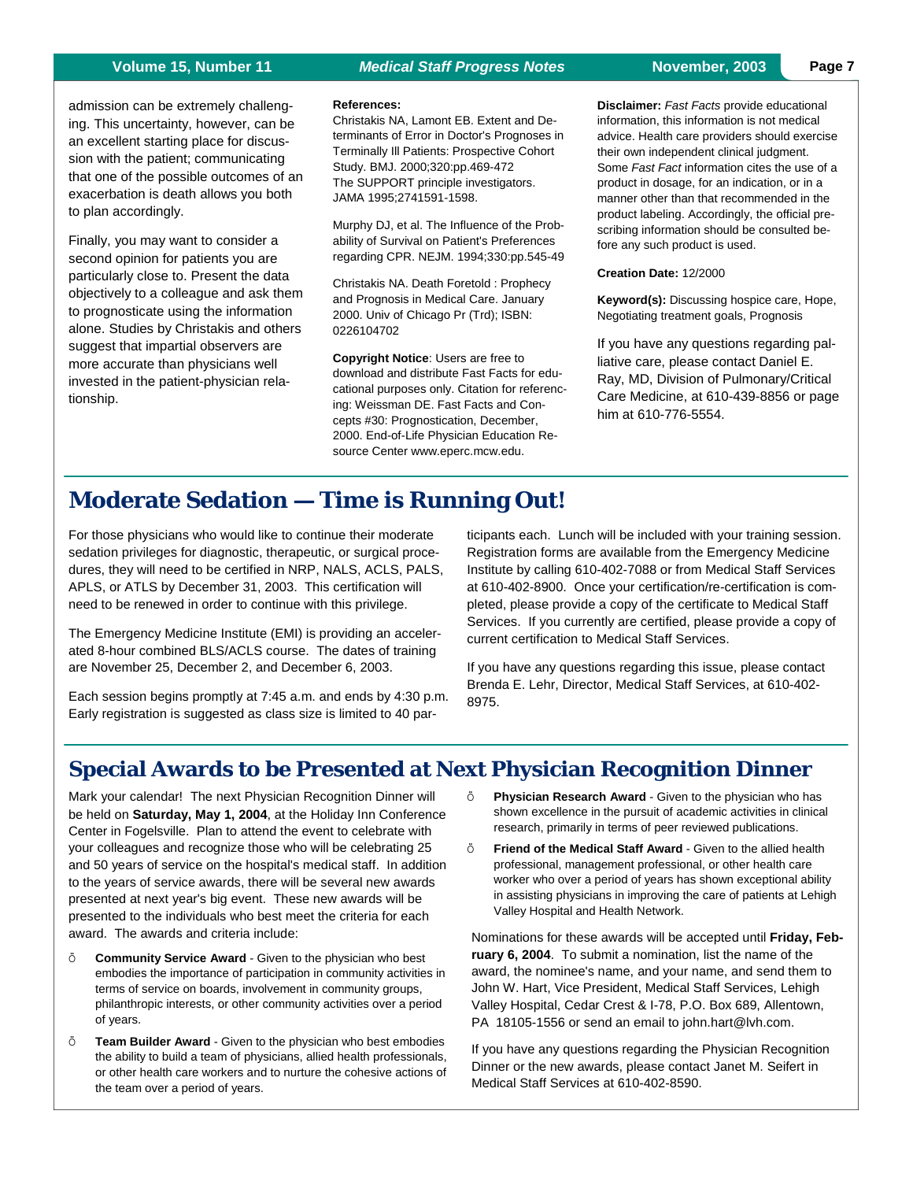admission can be extremely challenging. This uncertainty, however, can be an excellent starting place for discussion with the patient; communicating that one of the possible outcomes of an exacerbation is death allows you both to plan accordingly.

Finally, you may want to consider a second opinion for patients you are particularly close to. Present the data objectively to a colleague and ask them to prognosticate using the information alone. Studies by Christakis and others suggest that impartial observers are more accurate than physicians well invested in the patient-physician relationship.

**References:**

Christakis NA, Lamont EB. Extent and Determinants of Error in Doctor's Prognoses in Terminally Ill Patients: Prospective Cohort Study. BMJ. 2000;320:pp.469-472
The SUPPORT principle investigators. JAMA 1995;2741591-1598.

Murphy DJ, et al. The Influence of the Probability of Survival on Patient's Preferences regarding CPR. NEJM. 1994;330:pp.545-49

Christakis NA. Death Foretold : Prophecy and Prognosis in Medical Care. January 2000. Univ of Chicago Pr (Trd); ISBN: 0226104702

**Copyright Notice**: Users are free to download and distribute Fast Facts for educational purposes only. Citation for referencing: Weissman DE. Fast Facts and Concepts #30: Prognostication, December, 2000. End-of-Life Physician Education Resource Center www.eperc.mcw.edu.

**Disclaimer:** *Fast Facts* provide educational information, this information is not medical advice. Health care providers should exercise their own independent clinical judgment. Some *Fast Fact* information cites the use of a product in dosage, for an indication, or in a manner other than that recommended in the product labeling. Accordingly, the official prescribing information should be consulted before any such product is used.

**Creation Date:** 12/2000

**Keyword(s):** Discussing hospice care, Hope, Negotiating treatment goals, Prognosis

If you have any questions regarding palliative care, please contact Daniel E. Ray, MD, Division of Pulmonary/Critical Care Medicine, at 610-439-8856 or page him at 610-776-5554.

## Moderate Sedation — Time is Running Out!

For those physicians who would like to continue their moderate sedation privileges for diagnostic, therapeutic, or surgical procedures, they will need to be certified in NRP, NALS, ACLS, PALS, APLS, or ATLS by December 31, 2003. This certification will need to be renewed in order to continue with this privilege.

The Emergency Medicine Institute (EMI) is providing an accelerated 8-hour combined BLS/ACLS course. The dates of training are November 25, December 2, and December 6, 2003.

Each session begins promptly at 7:45 a.m. and ends by 4:30 p.m. Early registration is suggested as class size is limited to 40 participants each. Lunch will be included with your training session. Registration forms are available from the Emergency Medicine Institute by calling 610-402-7088 or from Medical Staff Services at 610-402-8900. Once your certification/re-certification is completed, please provide a copy of the certificate to Medical Staff Services. If you currently are certified, please provide a copy of current certification to Medical Staff Services.

If you have any questions regarding this issue, please contact Brenda E. Lehr, Director, Medical Staff Services, at 610-402-8975.

## Special Awards to be Presented at Next Physician Recognition Dinner

Mark your calendar! The next Physician Recognition Dinner will be held on **Saturday, May 1, 2004**, at the Holiday Inn Conference Center in Fogelsville. Plan to attend the event to celebrate with your colleagues and recognize those who will be celebrating 25 and 50 years of service on the hospital's medical staff. In addition to the years of service awards, there will be several new awards presented at next year's big event. These new awards will be presented to the individuals who best meet the criteria for each award. The awards and criteria include:

- **Community Service Award** - Given to the physician who best embodies the importance of participation in community activities in terms of service on boards, involvement in community groups, philanthropic interests, or other community activities over a period of years.
- **Team Builder Award** - Given to the physician who best embodies the ability to build a team of physicians, allied health professionals, or other health care workers and to nurture the cohesive actions of the team over a period of years.
- **Physician Research Award** - Given to the physician who has shown excellence in the pursuit of academic activities in clinical research, primarily in terms of peer reviewed publications.
- **Friend of the Medical Staff Award** - Given to the allied health professional, management professional, or other health care worker who over a period of years has shown exceptional ability in assisting physicians in improving the care of patients at Lehigh Valley Hospital and Health Network.

Nominations for these awards will be accepted until **Friday, February 6, 2004**. To submit a nomination, list the name of the award, the nominee's name, and your name, and send them to John W. Hart, Vice President, Medical Staff Services, Lehigh Valley Hospital, Cedar Crest & I-78, P.O. Box 689, Allentown, PA 18105-1556 or send an email to john.hart@lvh.com.

If you have any questions regarding the Physician Recognition Dinner or the new awards, please contact Janet M. Seifert in Medical Staff Services at 610-402-8590.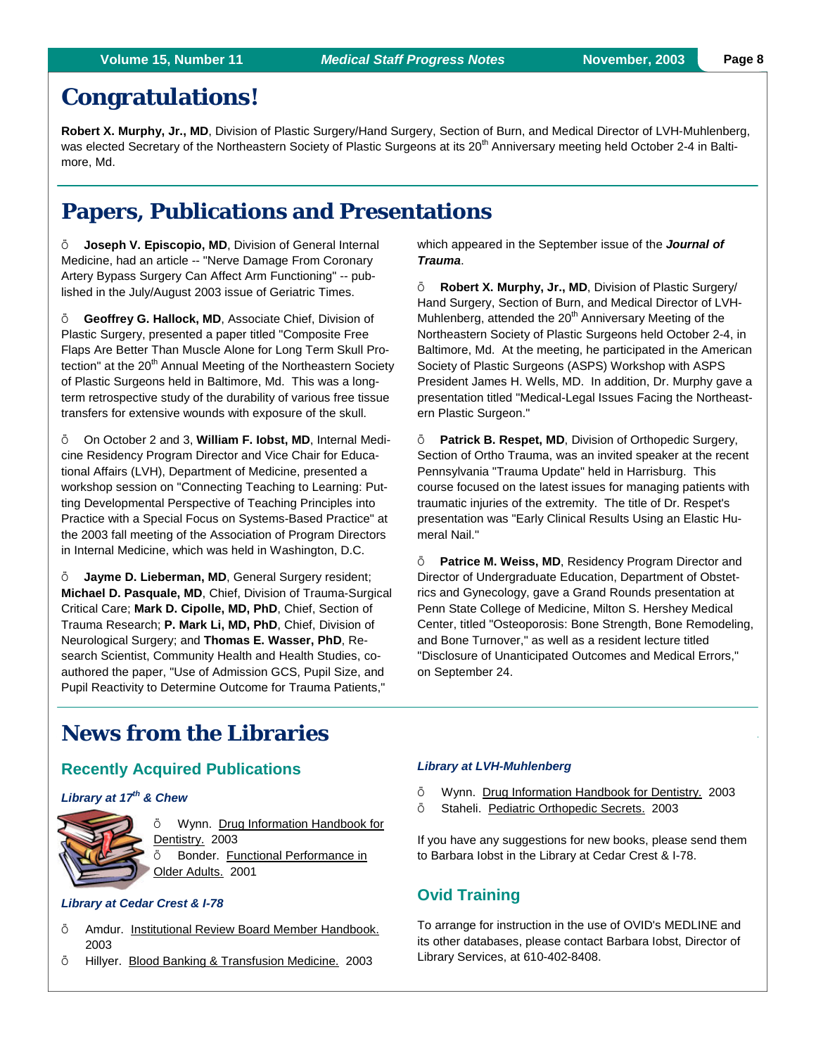# Congratulations!

**Robert X. Murphy, Jr., MD**, Division of Plastic Surgery/Hand Surgery, Section of Burn, and Medical Director of LVH-Muhlenberg, was elected Secretary of the Northeastern Society of Plastic Surgeons at its 20th Anniversary meeting held October 2-4 in Baltimore, Md.

# Papers, Publications and Presentations

- **Joseph V. Episcopio, MD**, Division of General Internal Medicine, had an article -- "Nerve Damage From Coronary Artery Bypass Surgery Can Affect Arm Functioning" -- published in the July/August 2003 issue of Geriatric Times.

- **Geoffrey G. Hallock, MD**, Associate Chief, Division of Plastic Surgery, presented a paper titled "Composite Free Flaps Are Better Than Muscle Alone for Long Term Skull Protection" at the 20th Annual Meeting of the Northeastern Society of Plastic Surgeons held in Baltimore, Md. This was a long-term retrospective study of the durability of various free tissue transfers for extensive wounds with exposure of the skull.

- On October 2 and 3, **William F. Iobst, MD**, Internal Medicine Residency Program Director and Vice Chair for Educational Affairs (LVH), Department of Medicine, presented a workshop session on "Connecting Teaching to Learning: Putting Developmental Perspective of Teaching Principles into Practice with a Special Focus on Systems-Based Practice" at the 2003 fall meeting of the Association of Program Directors in Internal Medicine, which was held in Washington, D.C.

- **Jayme D. Lieberman, MD**, General Surgery resident; **Michael D. Pasquale, MD**, Chief, Division of Trauma-Surgical Critical Care; **Mark D. Cipolle, MD, PhD**, Chief, Section of Trauma Research; **P. Mark Li, MD, PhD**, Chief, Division of Neurological Surgery; and **Thomas E. Wasser, PhD**, Research Scientist, Community Health and Health Studies, co-authored the paper, "Use of Admission GCS, Pupil Size, and Pupil Reactivity to Determine Outcome for Trauma Patients," which appeared in the September issue of the ***Journal of Trauma***.

- **Robert X. Murphy, Jr., MD**, Division of Plastic Surgery/Hand Surgery, Section of Burn, and Medical Director of LVH-Muhlenberg, attended the 20th Anniversary Meeting of the Northeastern Society of Plastic Surgeons held October 2-4, in Baltimore, Md. At the meeting, he participated in the American Society of Plastic Surgeons (ASPS) Workshop with ASPS President James H. Wells, MD. In addition, Dr. Murphy gave a presentation titled "Medical-Legal Issues Facing the Northeastern Plastic Surgeon."

- **Patrick B. Respet, MD**, Division of Orthopedic Surgery, Section of Ortho Trauma, was an invited speaker at the recent Pennsylvania "Trauma Update" held in Harrisburg. This course focused on the latest issues for managing patients with traumatic injuries of the extremity. The title of Dr. Respet's presentation was "Early Clinical Results Using an Elastic Humeral Nail."

- **Patrice M. Weiss, MD**, Residency Program Director and Director of Undergraduate Education, Department of Obstetrics and Gynecology, gave a Grand Rounds presentation at Penn State College of Medicine, Milton S. Hershey Medical Center, titled "Osteoporosis: Bone Strength, Bone Remodeling, and Bone Turnover," as well as a resident lecture titled "Disclosure of Unanticipated Outcomes and Medical Errors," on September 24.

# News from the Libraries

## Recently Acquired Publications

### *Library at 17th & Chew*

- Wynn. Drug Information Handbook for Dentistry. 2003
- Bonder. Functional Performance in Older Adults. 2001

### *Library at Cedar Crest & I-78*

- Amdur. Institutional Review Board Member Handbook. 2003
- Hillyer. Blood Banking & Transfusion Medicine. 2003

### *Library at LVH-Muhlenberg*

- Wynn. Drug Information Handbook for Dentistry. 2003
- Staheli. Pediatric Orthopedic Secrets. 2003

If you have any suggestions for new books, please send them to Barbara Iobst in the Library at Cedar Crest & I-78.

## Ovid Training

To arrange for instruction in the use of OVID's MEDLINE and its other databases, please contact Barbara Iobst, Director of Library Services, at 610-402-8408.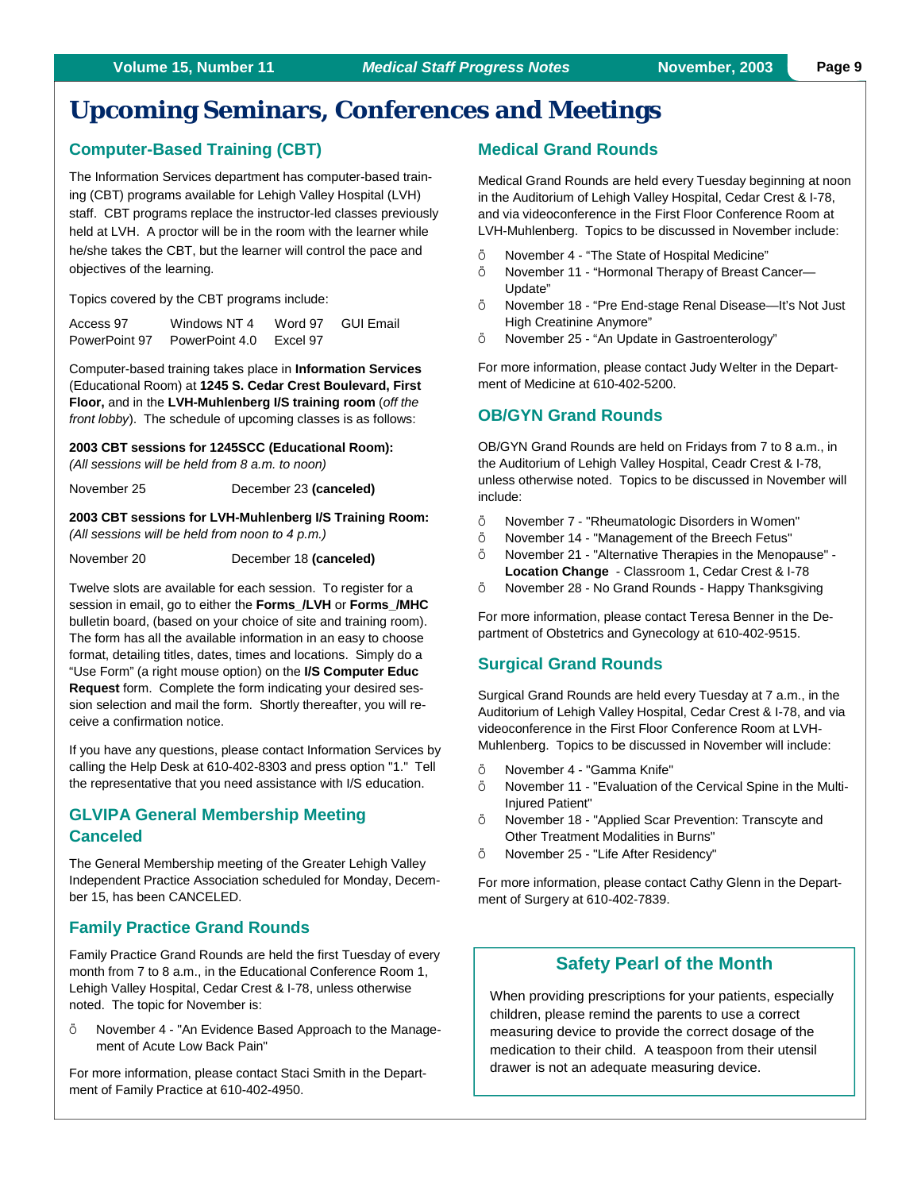# Upcoming Seminars, Conferences and Meetings

## Computer-Based Training (CBT)

The Information Services department has computer-based training (CBT) programs available for Lehigh Valley Hospital (LVH) staff. CBT programs replace the instructor-led classes previously held at LVH. A proctor will be in the room with the learner while he/she takes the CBT, but the learner will control the pace and objectives of the learning.

Topics covered by the CBT programs include:

| | | | |
|---|---|---|---|
| Access 97 | Windows NT 4 | Word 97 | GUI Email |
| PowerPoint 97 | PowerPoint 4.0 | Excel 97 | |

Computer-based training takes place in **Information Services** (Educational Room) at **1245 S. Cedar Crest Boulevard, First Floor,** and in the **LVH-Muhlenberg I/S training room** (*off the front lobby*). The schedule of upcoming classes is as follows:

**2003 CBT sessions for 1245SCC (Educational Room):**
*(All sessions will be held from 8 a.m. to noon)*

November 25 — December 23 **(canceled)**

**2003 CBT sessions for LVH-Muhlenberg I/S Training Room:**
*(All sessions will be held from noon to 4 p.m.)*

November 20 — December 18 **(canceled)**

Twelve slots are available for each session. To register for a session in email, go to either the **Forms_/LVH** or **Forms_/MHC** bulletin board, (based on your choice of site and training room). The form has all the available information in an easy to choose format, detailing titles, dates, times and locations. Simply do a "Use Form" (a right mouse option) on the **I/S Computer Educ Request** form. Complete the form indicating your desired session selection and mail the form. Shortly thereafter, you will receive a confirmation notice.

If you have any questions, please contact Information Services by calling the Help Desk at 610-402-8303 and press option "1." Tell the representative that you need assistance with I/S education.

## GLVIPA General Membership Meeting Canceled

The General Membership meeting of the Greater Lehigh Valley Independent Practice Association scheduled for Monday, December 15, has been CANCELED.

## Family Practice Grand Rounds

Family Practice Grand Rounds are held the first Tuesday of every month from 7 to 8 a.m., in the Educational Conference Room 1, Lehigh Valley Hospital, Cedar Crest & I-78, unless otherwise noted. The topic for November is:

- November 4 - "An Evidence Based Approach to the Management of Acute Low Back Pain"

For more information, please contact Staci Smith in the Department of Family Practice at 610-402-4950.

## Medical Grand Rounds

Medical Grand Rounds are held every Tuesday beginning at noon in the Auditorium of Lehigh Valley Hospital, Cedar Crest & I-78, and via videoconference in the First Floor Conference Room at LVH-Muhlenberg. Topics to be discussed in November include:

- November 4 - "The State of Hospital Medicine"
- November 11 - "Hormonal Therapy of Breast Cancer—Update"
- November 18 - "Pre End-stage Renal Disease—It's Not Just High Creatinine Anymore"
- November 25 - "An Update in Gastroenterology"

For more information, please contact Judy Welter in the Department of Medicine at 610-402-5200.

## OB/GYN Grand Rounds

OB/GYN Grand Rounds are held on Fridays from 7 to 8 a.m., in the Auditorium of Lehigh Valley Hospital, Ceadr Crest & I-78, unless otherwise noted. Topics to be discussed in November will include:

- November 7 - "Rheumatologic Disorders in Women"
- November 14 - "Management of the Breech Fetus"
- November 21 - "Alternative Therapies in the Menopause" - **Location Change** - Classroom 1, Cedar Crest & I-78
- November 28 - No Grand Rounds - Happy Thanksgiving

For more information, please contact Teresa Benner in the Department of Obstetrics and Gynecology at 610-402-9515.

## Surgical Grand Rounds

Surgical Grand Rounds are held every Tuesday at 7 a.m., in the Auditorium of Lehigh Valley Hospital, Cedar Crest & I-78, and via videoconference in the First Floor Conference Room at LVH-Muhlenberg. Topics to be discussed in November will include:

- November 4 - "Gamma Knife"
- November 11 - "Evaluation of the Cervical Spine in the Multi-Injured Patient"
- November 18 - "Applied Scar Prevention: Transcyte and Other Treatment Modalities in Burns"
- November 25 - "Life After Residency"

For more information, please contact Cathy Glenn in the Department of Surgery at 610-402-7839.

## Safety Pearl of the Month

When providing prescriptions for your patients, especially children, please remind the parents to use a correct measuring device to provide the correct dosage of the medication to their child. A teaspoon from their utensil drawer is not an adequate measuring device.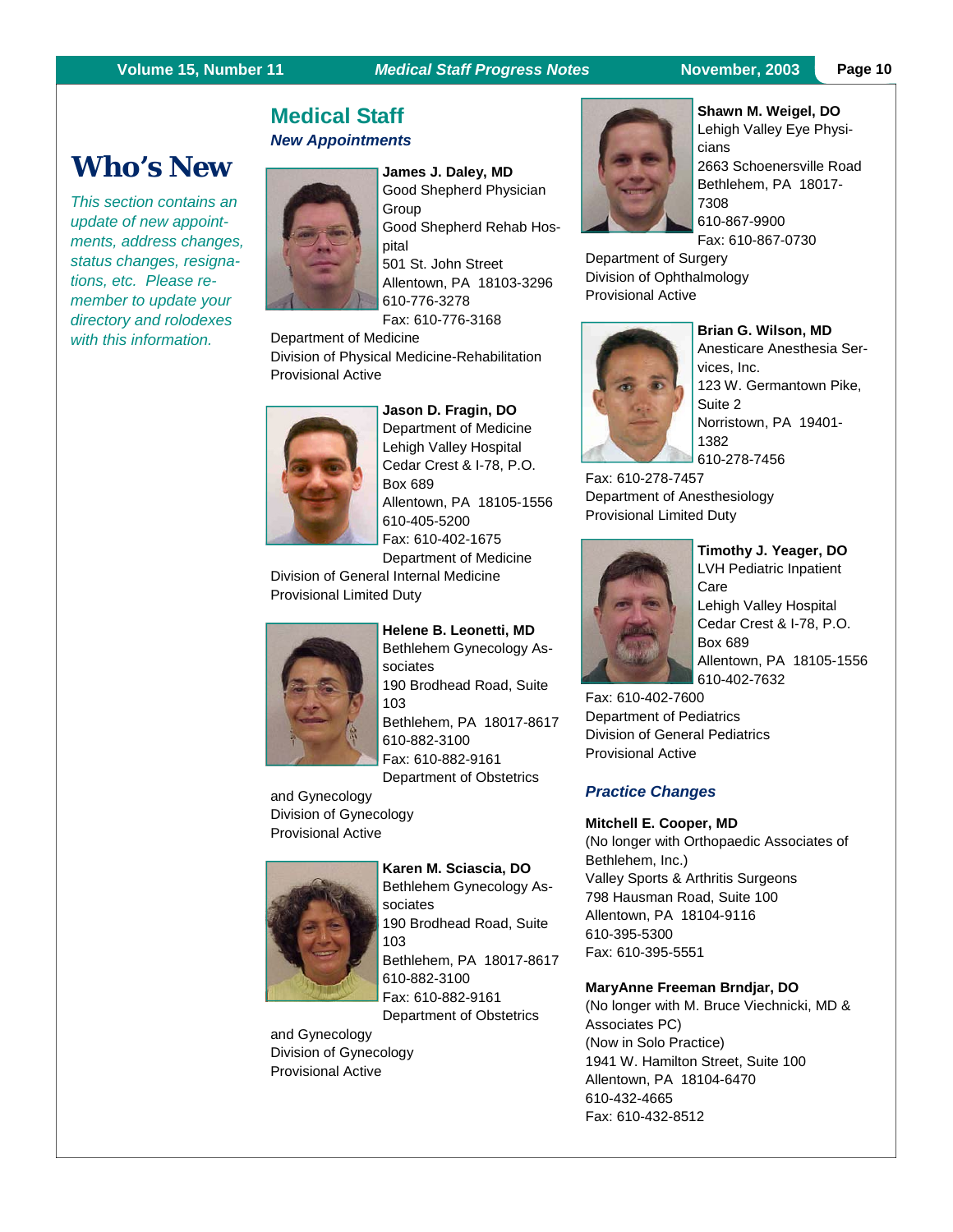# Who's New

*This section contains an update of new appointments, address changes, status changes, resignations, etc. Please remember to update your directory and rolodexes with this information.*

## Medical Staff

### *New Appointments*

**James J. Daley, MD**
Good Shepherd Physician Group
Good Shepherd Rehab Hospital
501 St. John Street
Allentown, PA 18103-3296
610-776-3278
Fax: 610-776-3168
Department of Medicine
Division of Physical Medicine-Rehabilitation
Provisional Active

**Jason D. Fragin, DO**
Department of Medicine
Lehigh Valley Hospital
Cedar Crest & I-78, P.O. Box 689
Allentown, PA 18105-1556
610-405-5200
Fax: 610-402-1675
Department of Medicine
Division of General Internal Medicine
Provisional Limited Duty

**Helene B. Leonetti, MD**
Bethlehem Gynecology Associates
190 Brodhead Road, Suite 103
Bethlehem, PA 18017-8617
610-882-3100
Fax: 610-882-9161
Department of Obstetrics and Gynecology
Division of Gynecology
Provisional Active

**Karen M. Sciascia, DO**
Bethlehem Gynecology Associates
190 Brodhead Road, Suite 103
Bethlehem, PA 18017-8617
610-882-3100
Fax: 610-882-9161
Department of Obstetrics and Gynecology
Division of Gynecology
Provisional Active

**Shawn M. Weigel, DO**
Lehigh Valley Eye Physicians
2663 Schoenersville Road
Bethlehem, PA 18017-7308
610-867-9900
Fax: 610-867-0730
Department of Surgery
Division of Ophthalmology
Provisional Active

**Brian G. Wilson, MD**
Anesticare Anesthesia Services, Inc.
123 W. Germantown Pike, Suite 2
Norristown, PA 19401-1382
610-278-7456
Fax: 610-278-7457
Department of Anesthesiology
Provisional Limited Duty

**Timothy J. Yeager, DO**
LVH Pediatric Inpatient Care
Lehigh Valley Hospital
Cedar Crest & I-78, P.O. Box 689
Allentown, PA 18105-1556
610-402-7632
Fax: 610-402-7600
Department of Pediatrics
Division of General Pediatrics
Provisional Active

### *Practice Changes*

**Mitchell E. Cooper, MD**
(No longer with Orthopaedic Associates of Bethlehem, Inc.)
Valley Sports & Arthritis Surgeons
798 Hausman Road, Suite 100
Allentown, PA 18104-9116
610-395-5300
Fax: 610-395-5551

**MaryAnne Freeman Brndjar, DO**
(No longer with M. Bruce Viechnicki, MD & Associates PC)
(Now in Solo Practice)
1941 W. Hamilton Street, Suite 100
Allentown, PA 18104-6470
610-432-4665
Fax: 610-432-8512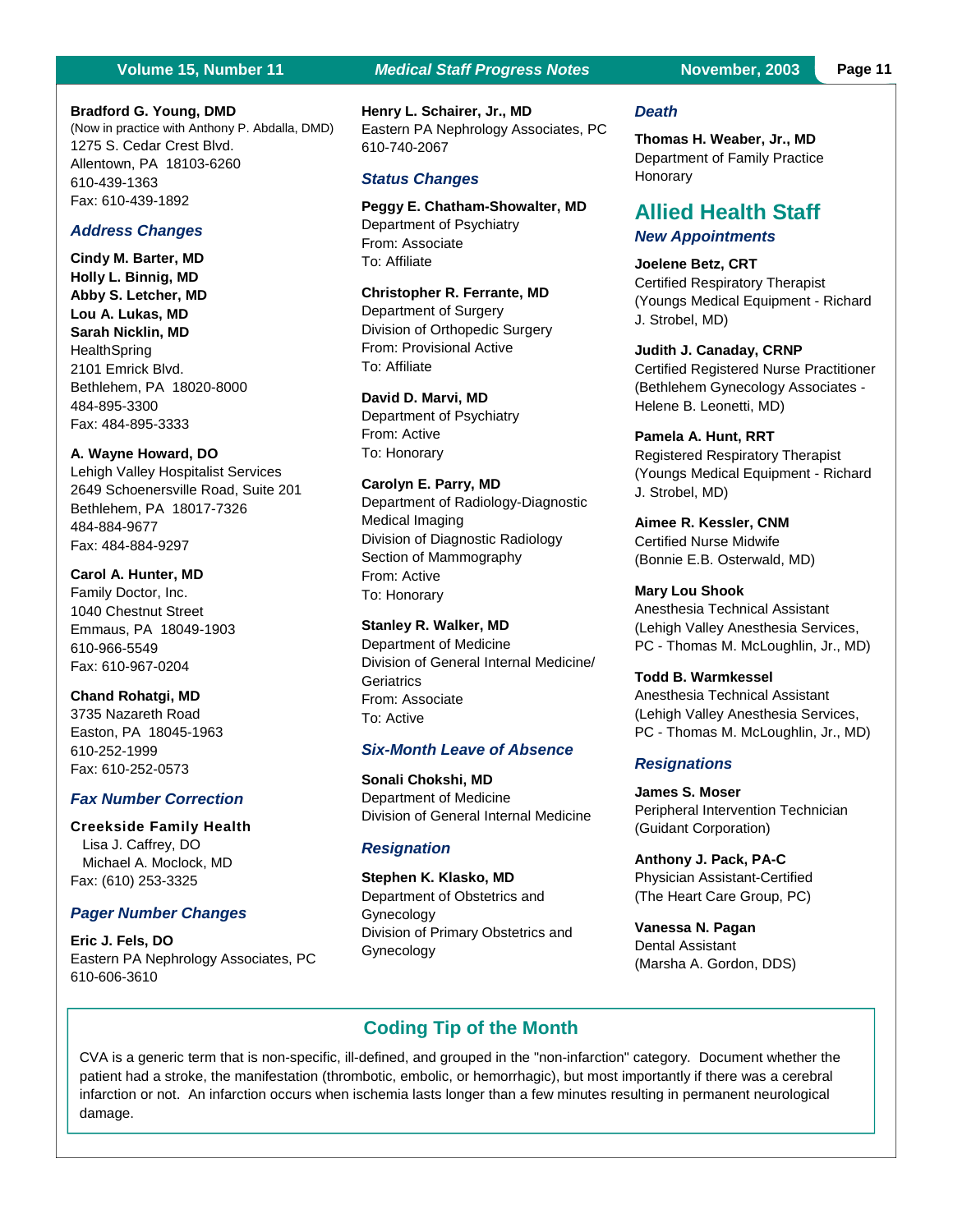**Bradford G. Young, DMD**
(Now in practice with Anthony P. Abdalla, DMD)
1275 S. Cedar Crest Blvd.
Allentown, PA 18103-6260
610-439-1363
Fax: 610-439-1892

### *Address Changes*

**Cindy M. Barter, MD**
**Holly L. Binnig, MD**
**Abby S. Letcher, MD**
**Lou A. Lukas, MD**
**Sarah Nicklin, MD**
HealthSpring
2101 Emrick Blvd.
Bethlehem, PA 18020-8000
484-895-3300
Fax: 484-895-3333

**A. Wayne Howard, DO**
Lehigh Valley Hospitalist Services
2649 Schoenersville Road, Suite 201
Bethlehem, PA 18017-7326
484-884-9677
Fax: 484-884-9297

**Carol A. Hunter, MD**
Family Doctor, Inc.
1040 Chestnut Street
Emmaus, PA 18049-1903
610-966-5549
Fax: 610-967-0204

**Chand Rohatgi, MD**
3735 Nazareth Road
Easton, PA 18045-1963
610-252-1999
Fax: 610-252-0573

### *Fax Number Correction*

**Creekside Family Health**
Lisa J. Caffrey, DO
Michael A. Moclock, MD
Fax: (610) 253-3325

### *Pager Number Changes*

**Eric J. Fels, DO**
Eastern PA Nephrology Associates, PC
610-606-3610

**Henry L. Schairer, Jr., MD**
Eastern PA Nephrology Associates, PC
610-740-2067

### *Status Changes*

**Peggy E. Chatham-Showalter, MD**
Department of Psychiatry
From: Associate
To: Affiliate

**Christopher R. Ferrante, MD**
Department of Surgery
Division of Orthopedic Surgery
From: Provisional Active
To: Affiliate

**David D. Marvi, MD**
Department of Psychiatry
From: Active
To: Honorary

**Carolyn E. Parry, MD**
Department of Radiology-Diagnostic Medical Imaging
Division of Diagnostic Radiology
Section of Mammography
From: Active
To: Honorary

**Stanley R. Walker, MD**
Department of Medicine
Division of General Internal Medicine/Geriatrics
From: Associate
To: Active

### *Six-Month Leave of Absence*

**Sonali Chokshi, MD**
Department of Medicine
Division of General Internal Medicine

### *Resignation*

**Stephen K. Klasko, MD**
Department of Obstetrics and Gynecology
Division of Primary Obstetrics and Gynecology

### *Death*

**Thomas H. Weaber, Jr., MD**
Department of Family Practice
Honorary

## Allied Health Staff

### *New Appointments*

**Joelene Betz, CRT**
Certified Respiratory Therapist
(Youngs Medical Equipment - Richard J. Strobel, MD)

**Judith J. Canaday, CRNP**
Certified Registered Nurse Practitioner
(Bethlehem Gynecology Associates - Helene B. Leonetti, MD)

**Pamela A. Hunt, RRT**
Registered Respiratory Therapist
(Youngs Medical Equipment - Richard J. Strobel, MD)

**Aimee R. Kessler, CNM**
Certified Nurse Midwife
(Bonnie E.B. Osterwald, MD)

**Mary Lou Shook**
Anesthesia Technical Assistant
(Lehigh Valley Anesthesia Services, PC - Thomas M. McLoughlin, Jr., MD)

**Todd B. Warmkessel**
Anesthesia Technical Assistant
(Lehigh Valley Anesthesia Services, PC - Thomas M. McLoughlin, Jr., MD)

### *Resignations*

**James S. Moser**
Peripheral Intervention Technician
(Guidant Corporation)

**Anthony J. Pack, PA-C**
Physician Assistant-Certified
(The Heart Care Group, PC)

**Vanessa N. Pagan**
Dental Assistant
(Marsha A. Gordon, DDS)

## Coding Tip of the Month

CVA is a generic term that is non-specific, ill-defined, and grouped in the "non-infarction" category. Document whether the patient had a stroke, the manifestation (thrombotic, embolic, or hemorrhagic), but most importantly if there was a cerebral infarction or not. An infarction occurs when ischemia lasts longer than a few minutes resulting in permanent neurological damage.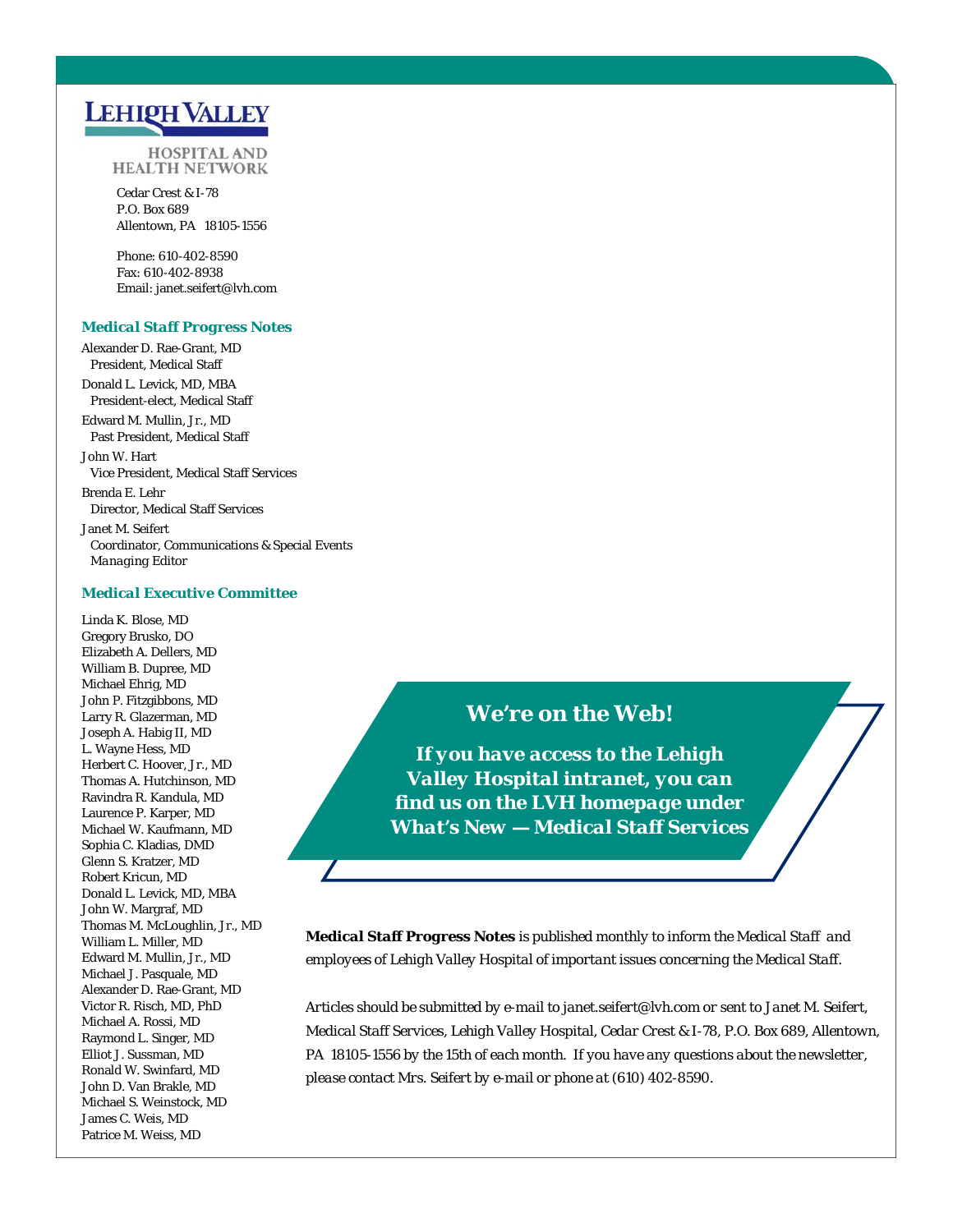LEHIGH VALLEY

HOSPITAL AND HEALTH NETWORK

Cedar Crest & I-78
P.O. Box 689
Allentown, PA 18105-1556

Phone: 610-402-8590
Fax: 610-402-8938
Email: janet.seifert@lvh.com

### Medical Staff Progress Notes

Alexander D. Rae-Grant, MD
President, Medical Staff

Donald L. Levick, MD, MBA
President-elect, Medical Staff

Edward M. Mullin, Jr., MD
Past President, Medical Staff

John W. Hart
Vice President, Medical Staff Services

Brenda E. Lehr
Director, Medical Staff Services

Janet M. Seifert
Coordinator, Communications & Special Events
*Managing Editor*

### Medical Executive Committee

Linda K. Blose, MD
Gregory Brusko, DO
Elizabeth A. Dellers, MD
William B. Dupree, MD
Michael Ehrig, MD
John P. Fitzgibbons, MD
Larry R. Glazerman, MD
Joseph A. Habig II, MD
L. Wayne Hess, MD
Herbert C. Hoover, Jr., MD
Thomas A. Hutchinson, MD
Ravindra R. Kandula, MD
Laurence P. Karper, MD
Michael W. Kaufmann, MD
Sophia C. Kladias, DMD
Glenn S. Kratzer, MD
Robert Kricun, MD
Donald L. Levick, MD, MBA
John W. Margraf, MD
Thomas M. McLoughlin, Jr., MD
William L. Miller, MD
Edward M. Mullin, Jr., MD
Michael J. Pasquale, MD
Alexander D. Rae-Grant, MD
Victor R. Risch, MD, PhD
Michael A. Rossi, MD
Raymond L. Singer, MD
Elliot J. Sussman, MD
Ronald W. Swinfard, MD
John D. Van Brakle, MD
Michael S. Weinstock, MD
James C. Weis, MD
Patrice M. Weiss, MD

## *We're on the Web!*

***If you have access to the Lehigh Valley Hospital intranet, you can find us on the LVH homepage under What's New — Medical Staff Services***

**Medical Staff Progress Notes** *is published monthly to inform the Medical Staff and employees of Lehigh Valley Hospital of important issues concerning the Medical Staff.*

*Articles should be submitted by e-mail to janet.seifert@lvh.com or sent to Janet M. Seifert, Medical Staff Services, Lehigh Valley Hospital, Cedar Crest & I-78, P.O. Box 689, Allentown, PA 18105-1556 by the 15th of each month. If you have any questions about the newsletter, please contact Mrs. Seifert by e-mail or phone at (610) 402-8590.*